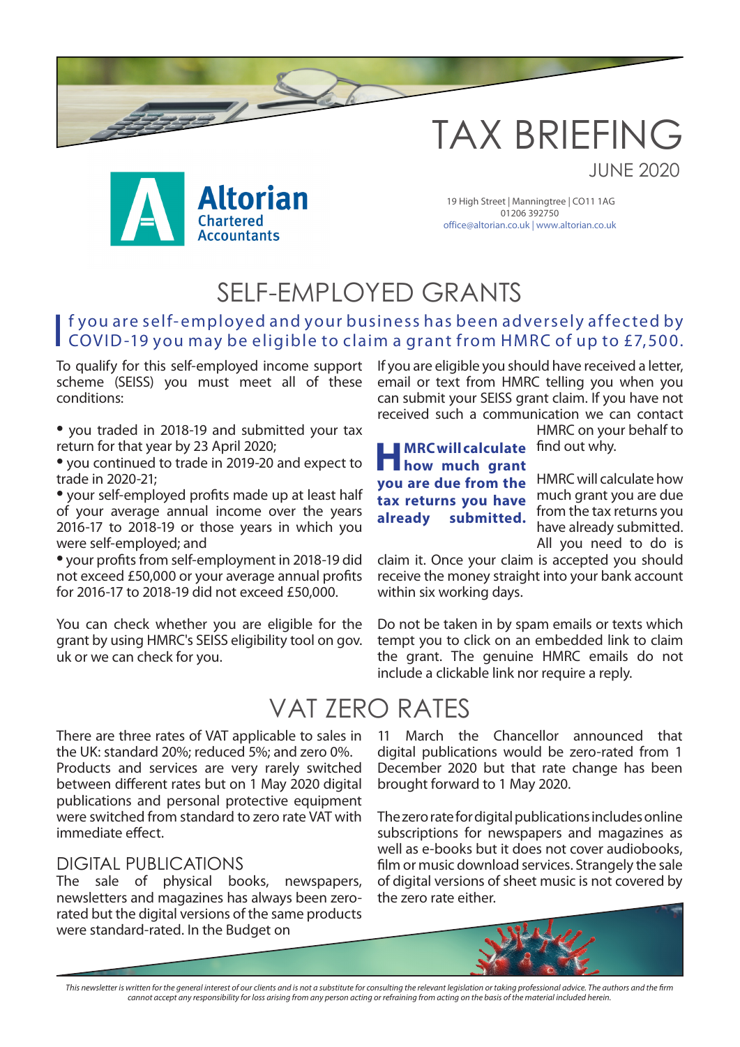# TAX BRIEFING

JUNE 2020

Altorian Chartered Accountants

19 High Street | Manningtree | CO11 1AG
01206 392750
office@altorian.co.uk | www.altorian.co.uk

## SELF-EMPLOYED GRANTS

If you are self-employed and your business has been adversely affected by COVID-19 you may be eligible to claim a grant from HMRC of up to £7,500.

To qualify for this self-employed income support scheme (SEISS) you must meet all of these conditions:

- you traded in 2018-19 and submitted your tax return for that year by 23 April 2020;
- you continued to trade in 2019-20 and expect to trade in 2020-21;
- your self-employed profits made up at least half of your average annual income over the years 2016-17 to 2018-19 or those years in which you were self-employed; and
- your profits from self-employment in 2018-19 did not exceed £50,000 or your average annual profits for 2016-17 to 2018-19 did not exceed £50,000.

You can check whether you are eligible for the grant by using HMRC's SEISS eligibility tool on gov.uk or we can check for you.

If you are eligible you should have received a letter, email or text from HMRC telling you when you can submit your SEISS grant claim. If you have not received such a communication we can contact HMRC on your behalf to find out why.

**HMRC will calculate how much grant you are due from the tax returns you have already submitted.**

HMRC will calculate how much grant you are due from the tax returns you have already submitted. All you need to do is claim it. Once your claim is accepted you should receive the money straight into your bank account within six working days.

Do not be taken in by spam emails or texts which tempt you to click on an embedded link to claim the grant. The genuine HMRC emails do not include a clickable link nor require a reply.

## VAT ZERO RATES

There are three rates of VAT applicable to sales in the UK: standard 20%; reduced 5%; and zero 0%. Products and services are very rarely switched between different rates but on 1 May 2020 digital publications and personal protective equipment were switched from standard to zero rate VAT with immediate effect.

### DIGITAL PUBLICATIONS

The sale of physical books, newspapers, newsletters and magazines has always been zero-rated but the digital versions of the same products were standard-rated. In the Budget on 11 March the Chancellor announced that digital publications would be zero-rated from 1 December 2020 but that rate change has been brought forward to 1 May 2020.

The zero rate for digital publications includes online subscriptions for newspapers and magazines as well as e-books but it does not cover audiobooks, film or music download services. Strangely the sale of digital versions of sheet music is not covered by the zero rate either.

*This newsletter is written for the general interest of our clients and is not a substitute for consulting the relevant legislation or taking professional advice. The authors and the firm cannot accept any responsibility for loss arising from any person acting or refraining from acting on the basis of the material included herein.*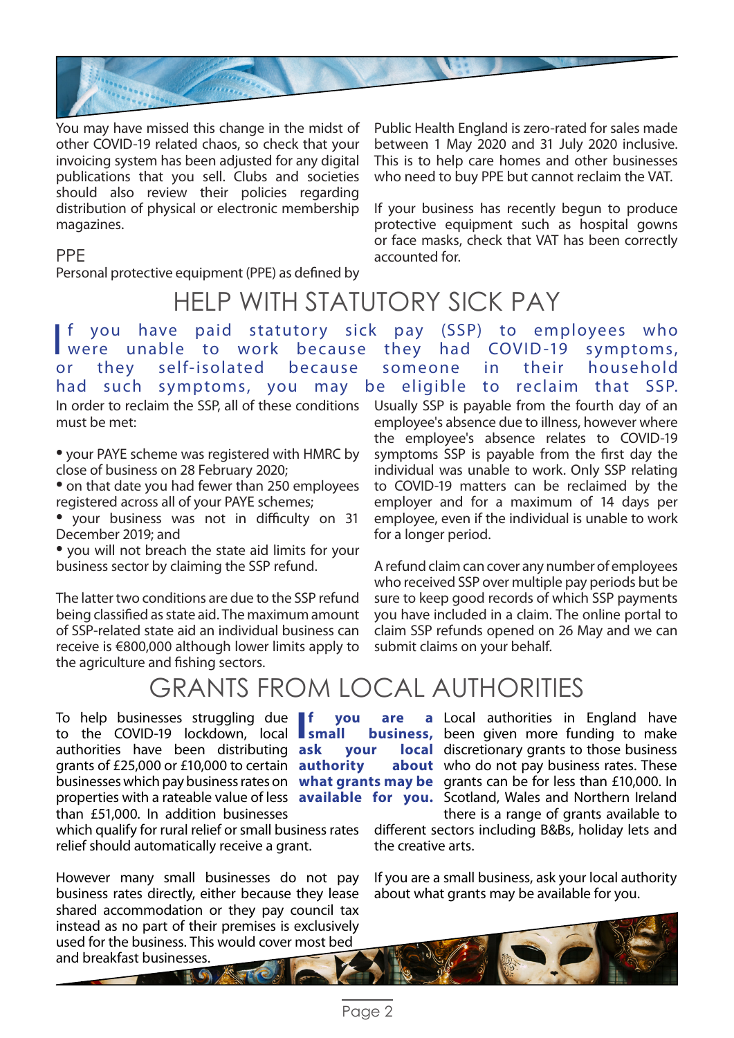You may have missed this change in the midst of other COVID-19 related chaos, so check that your invoicing system has been adjusted for any digital publications that you sell. Clubs and societies should also review their policies regarding distribution of physical or electronic membership magazines.

### PPE

Personal protective equipment (PPE) as defined by Public Health England is zero-rated for sales made between 1 May 2020 and 31 July 2020 inclusive. This is to help care homes and other businesses who need to buy PPE but cannot reclaim the VAT.

If your business has recently begun to produce protective equipment such as hospital gowns or face masks, check that VAT has been correctly accounted for.

## HELP WITH STATUTORY SICK PAY

**If you have paid statutory sick pay (SSP) to employees who were unable to work because they had COVID-19 symptoms, or they self-isolated because someone in their household had such symptoms, you may be eligible to reclaim that SSP.**

In order to reclaim the SSP, all of these conditions must be met:

- your PAYE scheme was registered with HMRC by close of business on 28 February 2020;
- on that date you had fewer than 250 employees registered across all of your PAYE schemes;
- your business was not in difficulty on 31 December 2019; and
- you will not breach the state aid limits for your business sector by claiming the SSP refund.

The latter two conditions are due to the SSP refund being classified as state aid. The maximum amount of SSP-related state aid an individual business can receive is €800,000 although lower limits apply to the agriculture and fishing sectors.

Usually SSP is payable from the fourth day of an employee's absence due to illness, however where the employee's absence relates to COVID-19 symptoms SSP is payable from the first day the individual was unable to work. Only SSP relating to COVID-19 matters can be reclaimed by the employer and for a maximum of 14 days per employee, even if the individual is unable to work for a longer period.

A refund claim can cover any number of employees who received SSP over multiple pay periods but be sure to keep good records of which SSP payments you have included in a claim. The online portal to claim SSP refunds opened on 26 May and we can submit claims on your behalf.

## GRANTS FROM LOCAL AUTHORITIES

To help businesses struggling due to the COVID-19 lockdown, local authorities have been distributing grants of £25,000 or £10,000 to certain businesses which pay business rates on properties with a rateable value of less than £51,000. In addition businesses which qualify for rural relief or small business rates relief should automatically receive a grant.

However many small businesses do not pay business rates directly, either because they lease shared accommodation or they pay council tax instead as no part of their premises is exclusively used for the business. This would cover most bed and breakfast businesses.

**If you are a small business, ask your local authority about what grants may be available for you.**

Local authorities in England have been given more funding to make discretionary grants to those business who do not pay business rates. These grants can be for less than £10,000. In Scotland, Wales and Northern Ireland there is a range of grants available to different sectors including B&Bs, holiday lets and the creative arts.

If you are a small business, ask your local authority about what grants may be available for you.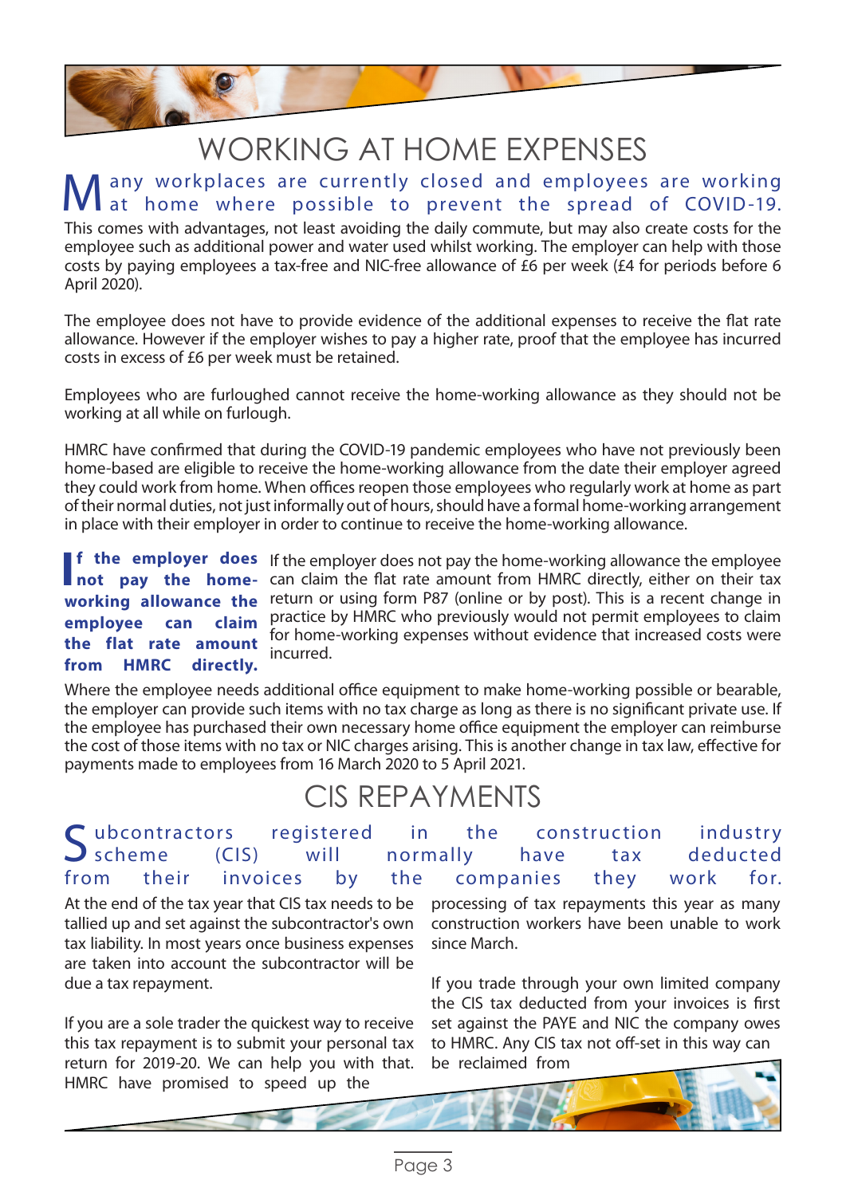# WORKING AT HOME EXPENSES

Many workplaces are currently closed and employees are working at home where possible to prevent the spread of COVID-19.

This comes with advantages, not least avoiding the daily commute, but may also create costs for the employee such as additional power and water used whilst working. The employer can help with those costs by paying employees a tax-free and NIC-free allowance of £6 per week (£4 for periods before 6 April 2020).

The employee does not have to provide evidence of the additional expenses to receive the flat rate allowance. However if the employer wishes to pay a higher rate, proof that the employee has incurred costs in excess of £6 per week must be retained.

Employees who are furloughed cannot receive the home-working allowance as they should not be working at all while on furlough.

HMRC have confirmed that during the COVID-19 pandemic employees who have not previously been home-based are eligible to receive the home-working allowance from the date their employer agreed they could work from home. When offices reopen those employees who regularly work at home as part of their normal duties, not just informally out of hours, should have a formal home-working arrangement in place with their employer in order to continue to receive the home-working allowance.

**If the employer does not pay the home-working allowance the employee can claim the flat rate amount from HMRC directly.**

If the employer does not pay the home-working allowance the employee can claim the flat rate amount from HMRC directly, either on their tax return or using form P87 (online or by post). This is a recent change in practice by HMRC who previously would not permit employees to claim for home-working expenses without evidence that increased costs were incurred.

Where the employee needs additional office equipment to make home-working possible or bearable, the employer can provide such items with no tax charge as long as there is no significant private use. If the employee has purchased their own necessary home office equipment the employer can reimburse the cost of those items with no tax or NIC charges arising. This is another change in tax law, effective for payments made to employees from 16 March 2020 to 5 April 2021.

# CIS REPAYMENTS

Subcontractors registered in the construction industry scheme (CIS) will normally have tax deducted from their invoices by the companies they work for.

At the end of the tax year that CIS tax needs to be tallied up and set against the subcontractor's own tax liability. In most years once business expenses are taken into account the subcontractor will be due a tax repayment.

If you are a sole trader the quickest way to receive this tax repayment is to submit your personal tax return for 2019-20. We can help you with that. HMRC have promised to speed up the processing of tax repayments this year as many construction workers have been unable to work since March.

If you trade through your own limited company the CIS tax deducted from your invoices is first set against the PAYE and NIC the company owes to HMRC. Any CIS tax not off-set in this way can be reclaimed from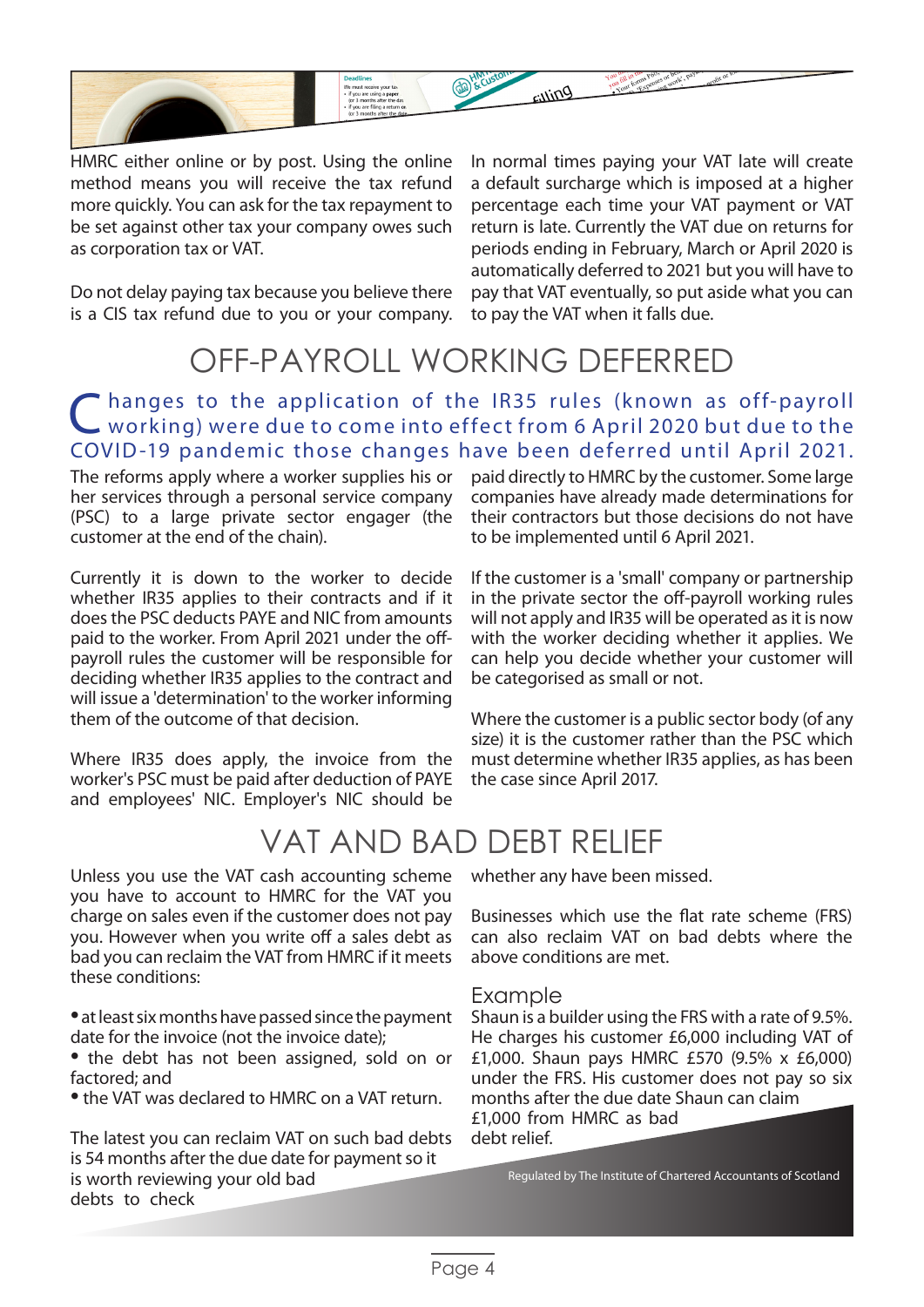HMRC either online or by post. Using the online method means you will receive the tax refund more quickly. You can ask for the tax repayment to be set against other tax your company owes such as corporation tax or VAT.

Do not delay paying tax because you believe there is a CIS tax refund due to you or your company.

In normal times paying your VAT late will create a default surcharge which is imposed at a higher percentage each time your VAT payment or VAT return is late. Currently the VAT due on returns for periods ending in February, March or April 2020 is automatically deferred to 2021 but you will have to pay that VAT eventually, so put aside what you can to pay the VAT when it falls due.

# OFF-PAYROLL WORKING DEFERRED

Changes to the application of the IR35 rules (known as off-payroll working) were due to come into effect from 6 April 2020 but due to the COVID-19 pandemic those changes have been deferred until April 2021.

The reforms apply where a worker supplies his or her services through a personal service company (PSC) to a large private sector engager (the customer at the end of the chain).

Currently it is down to the worker to decide whether IR35 applies to their contracts and if it does the PSC deducts PAYE and NIC from amounts paid to the worker. From April 2021 under the off-payroll rules the customer will be responsible for deciding whether IR35 applies to the contract and will issue a 'determination' to the worker informing them of the outcome of that decision.

Where IR35 does apply, the invoice from the worker's PSC must be paid after deduction of PAYE and employees' NIC. Employer's NIC should be paid directly to HMRC by the customer. Some large companies have already made determinations for their contractors but those decisions do not have to be implemented until 6 April 2021.

If the customer is a 'small' company or partnership in the private sector the off-payroll working rules will not apply and IR35 will be operated as it is now with the worker deciding whether it applies. We can help you decide whether your customer will be categorised as small or not.

Where the customer is a public sector body (of any size) it is the customer rather than the PSC which must determine whether IR35 applies, as has been the case since April 2017.

# VAT AND BAD DEBT RELIEF

Unless you use the VAT cash accounting scheme you have to account to HMRC for the VAT you charge on sales even if the customer does not pay you. However when you write off a sales debt as bad you can reclaim the VAT from HMRC if it meets these conditions:

- at least six months have passed since the payment date for the invoice (not the invoice date);
- the debt has not been assigned, sold on or factored; and
- the VAT was declared to HMRC on a VAT return.

The latest you can reclaim VAT on such bad debts is 54 months after the due date for payment so it is worth reviewing your old bad debts to check whether any have been missed.

Businesses which use the flat rate scheme (FRS) can also reclaim VAT on bad debts where the above conditions are met.

## Example

Shaun is a builder using the FRS with a rate of 9.5%. He charges his customer £6,000 including VAT of £1,000. Shaun pays HMRC £570 (9.5% x £6,000) under the FRS. His customer does not pay so six months after the due date Shaun can claim £1,000 from HMRC as bad debt relief.

Regulated by The Institute of Chartered Accountants of Scotland